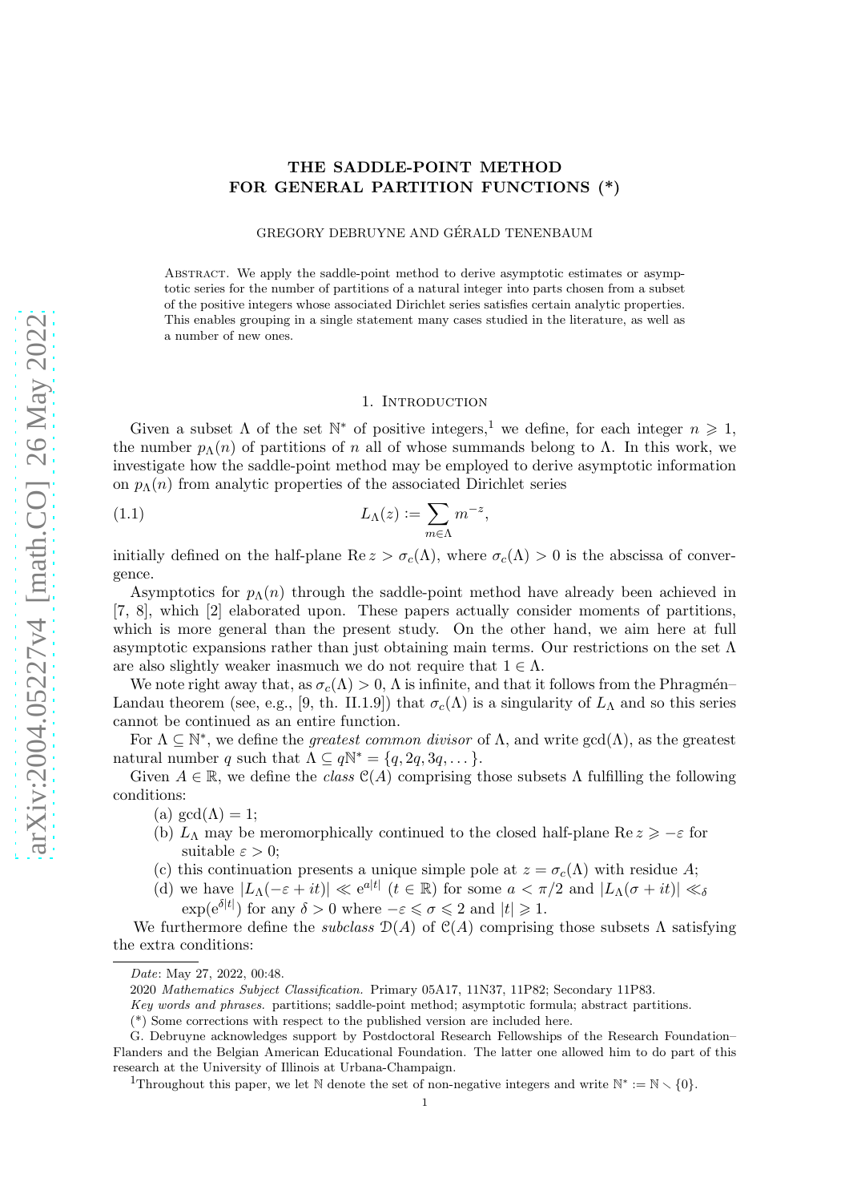# THE SADDLE-POINT METHOD FOR GENERAL PARTITION FUNCTIONS (*)

GREGORY DEBRUYNE AND GÉRALD TENENBAUM

Abstract. We apply the saddle-point method to derive asymptotic estimates or asymptotic series for the number of partitions of a natural integer into parts chosen from a subset of the positive integers whose associated Dirichlet series satisfies certain analytic properties. This enables grouping in a single statement many cases studied in the literature, as well as a number of new ones.

## 1. Introduction

Given a subset $\Lambda$ of the set $\mathbb{N}^*$ of positive integers,[1] we define, for each integer $n \geqslant 1$, the number $p_\Lambda(n)$ of partitions of $n$ all of whose summands belong to $\Lambda$. In this work, we investigate how the saddle-point method may be employed to derive asymptotic information on $p_\Lambda(n)$ from analytic properties of the associated Dirichlet series

$$L_\Lambda(z) := \sum_{m\in\Lambda} m^{-z}, \tag{1.1}$$

initially defined on the half-plane $\operatorname{Re} z > \sigma_c(\Lambda)$, where $\sigma_c(\Lambda) > 0$ is the abscissa of convergence.

Asymptotics for $p_\Lambda(n)$ through the saddle-point method have already been achieved in [7, 8], which [2] elaborated upon. These papers actually consider moments of partitions, which is more general than the present study. On the other hand, we aim here at full asymptotic expansions rather than just obtaining main terms. Our restrictions on the set $\Lambda$ are also slightly weaker inasmuch we do not require that $1 \in \Lambda$.

We note right away that, as $\sigma_c(\Lambda) > 0$, $\Lambda$ is infinite, and that it follows from the Phragmén–Landau theorem (see, e.g., [9, th. II.1.9]) that $\sigma_c(\Lambda)$ is a singularity of $L_\Lambda$ and so this series cannot be continued as an entire function.

For $\Lambda \subseteq \mathbb{N}^*$, we define the *greatest common divisor* of $\Lambda$, and write $\gcd(\Lambda)$, as the greatest natural number $q$ such that $\Lambda \subseteq q\mathbb{N}^* = \{q, 2q, 3q, \dots\}$.

Given $A \in \mathbb{R}$, we define the *class* $\mathcal{C}(A)$ comprising those subsets $\Lambda$ fulfilling the following conditions:

(a) $\gcd(\Lambda) = 1$;

(b) $L_\Lambda$ may be meromorphically continued to the closed half-plane $\operatorname{Re} z \geqslant -\varepsilon$ for suitable $\varepsilon > 0$;

(c) this continuation presents a unique simple pole at $z = \sigma_c(\Lambda)$ with residue $A$;

(d) we have $|L_\Lambda(-\varepsilon + it)| \ll \mathrm{e}^{a|t|}$ $(t \in \mathbb{R})$ for some $a < \pi/2$ and $|L_\Lambda(\sigma + it)| \ll_\delta \exp(\mathrm{e}^{\delta|t|})$ for any $\delta > 0$ where $-\varepsilon \leqslant \sigma \leqslant 2$ and $|t| \geqslant 1$.

We furthermore define the *subclass* $\mathcal{D}(A)$ of $\mathcal{C}(A)$ comprising those subsets $\Lambda$ satisfying the extra conditions:

---

*Date*: May 27, 2022, 00:48.

2020 *Mathematics Subject Classification.* Primary 05A17, 11N37, 11P82; Secondary 11P83.

*Key words and phrases.* partitions; saddle-point method; asymptotic formula; abstract partitions.

(*) Some corrections with respect to the published version are included here.

G. Debruyne acknowledges support by Postdoctoral Research Fellowships of the Research Foundation–Flanders and the Belgian American Educational Foundation. The latter one allowed him to do part of this research at the University of Illinois at Urbana-Champaign.

[1] Throughout this paper, we let $\mathbb{N}$ denote the set of non-negative integers and write $\mathbb{N}^* := \mathbb{N} \smallsetminus \{0\}$.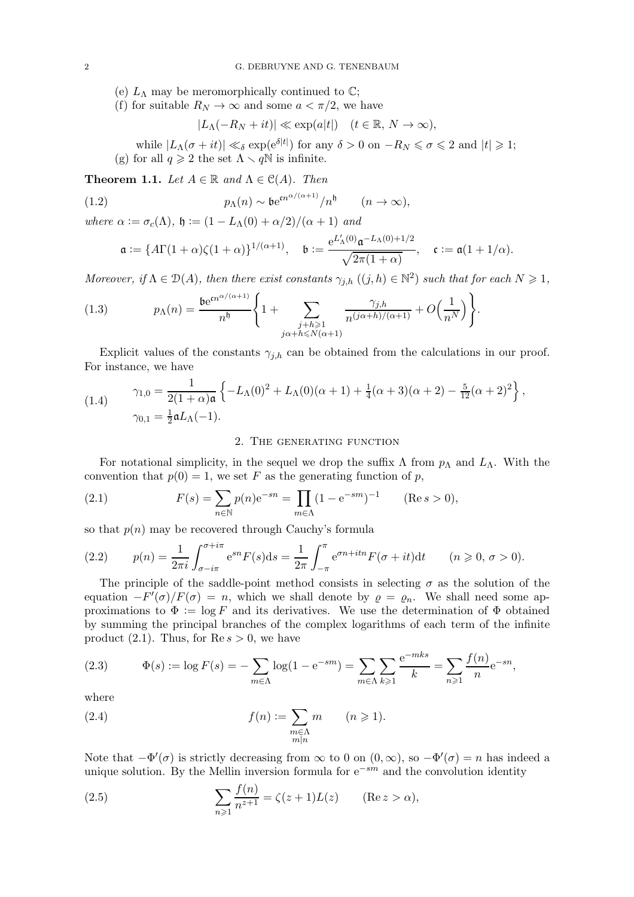(e) $L_\Lambda$ may be meromorphically continued to $\mathbb{C}$;

(f) for suitable $R_N \to \infty$ and some $a < \pi/2$, we have

$$|L_\Lambda(-R_N + it)| \ll \exp(a|t|) \quad (t \in \mathbb{R},\, N \to \infty),$$

while $|L_\Lambda(\sigma + it)| \ll_\delta \exp(\mathrm{e}^{\delta|t|})$ for any $\delta > 0$ on $-R_N \leqslant \sigma \leqslant 2$ and $|t| \geqslant 1$;

(g) for all $q \geqslant 2$ the set $\Lambda \smallsetminus q\mathbb{N}$ is infinite.

**Theorem 1.1.** *Let $A \in \mathbb{R}$ and $\Lambda \in \mathcal{C}(A)$. Then*

$$p_\Lambda(n) \sim \mathfrak{b}\mathrm{e}^{\mathfrak{c}n^{\alpha/(\alpha+1)}}/n^{\mathfrak{h}} \qquad (n \to \infty), \tag{1.2}$$

*where $\alpha := \sigma_c(\Lambda)$, $\mathfrak{h} := (1 - L_\Lambda(0) + \alpha/2)/(\alpha + 1)$ and*

$$\mathfrak{a} := \{A\Gamma(1+\alpha)\zeta(1+\alpha)\}^{1/(\alpha+1)}, \quad \mathfrak{b} := \frac{\mathrm{e}^{L'_\Lambda(0)}\mathfrak{a}^{-L_\Lambda(0)+1/2}}{\sqrt{2\pi(1+\alpha)}}, \quad \mathfrak{c} := \mathfrak{a}(1 + 1/\alpha).$$

*Moreover, if $\Lambda \in \mathcal{D}(A)$, then there exist constants $\gamma_{j,h}$ ($(j,h) \in \mathbb{N}^2$) such that for each $N \geqslant 1$,*

$$p_\Lambda(n) = \frac{\mathfrak{b}\mathrm{e}^{\mathfrak{c}n^{\alpha/(\alpha+1)}}}{n^{\mathfrak{h}}}\left\{1 + \sum_{\substack{j+h\geqslant 1\\ j\alpha+h\leqslant N(\alpha+1)}} \frac{\gamma_{j,h}}{n^{(j\alpha+h)/(\alpha+1)}} + O\Big(\frac{1}{n^N}\Big)\right\}. \tag{1.3}$$

Explicit values of the constants $\gamma_{j,h}$ can be obtained from the calculations in our proof. For instance, we have

$$\begin{aligned}\gamma_{1,0} &= \frac{1}{2(1+\alpha)\mathfrak{a}}\left\{-L_\Lambda(0)^2 + L_\Lambda(0)(\alpha+1) + \tfrac{1}{4}(\alpha+3)(\alpha+2) - \tfrac{5}{12}(\alpha+2)^2\right\},\\ \gamma_{0,1} &= \tfrac{1}{2}\mathfrak{a}L_\Lambda(-1).\end{aligned} \tag{1.4}$$

## 2. The generating function

For notational simplicity, in the sequel we drop the suffix $\Lambda$ from $p_\Lambda$ and $L_\Lambda$. With the convention that $p(0) = 1$, we set $F$ as the generating function of $p$,

$$F(s) = \sum_{n\in\mathbb{N}} p(n)\mathrm{e}^{-sn} = \prod_{m\in\Lambda}(1 - \mathrm{e}^{-sm})^{-1} \qquad (\operatorname{Re} s > 0), \tag{2.1}$$

so that $p(n)$ may be recovered through Cauchy's formula

$$p(n) = \frac{1}{2\pi i}\int_{\sigma-i\pi}^{\sigma+i\pi} \mathrm{e}^{sn}F(s)\mathrm{d}s = \frac{1}{2\pi}\int_{-\pi}^{\pi} \mathrm{e}^{\sigma n+itn}F(\sigma+it)\mathrm{d}t \qquad (n \geqslant 0,\ \sigma > 0). \tag{2.2}$$

The principle of the saddle-point method consists in selecting $\sigma$ as the solution of the equation $-F'(\sigma)/F(\sigma) = n$, which we shall denote by $\varrho = \varrho_n$. We shall need some approximations to $\Phi := \log F$ and its derivatives. We use the determination of $\Phi$ obtained by summing the principal branches of the complex logarithms of each term of the infinite product (2.1). Thus, for $\operatorname{Re} s > 0$, we have

$$\Phi(s) := \log F(s) = -\sum_{m\in\Lambda}\log(1 - \mathrm{e}^{-sm}) = \sum_{m\in\Lambda}\sum_{k\geqslant 1}\frac{\mathrm{e}^{-mks}}{k} = \sum_{n\geqslant 1}\frac{f(n)}{n}\mathrm{e}^{-sn}, \tag{2.3}$$

where

$$f(n) := \sum_{\substack{m\in\Lambda\\ m|n}} m \qquad (n \geqslant 1). \tag{2.4}$$

Note that $-\Phi'(\sigma)$ is strictly decreasing from $\infty$ to 0 on $(0,\infty)$, so $-\Phi'(\sigma) = n$ has indeed a unique solution. By the Mellin inversion formula for $\mathrm{e}^{-sm}$ and the convolution identity

$$\sum_{n\geqslant 1}\frac{f(n)}{n^{z+1}} = \zeta(z+1)L(z) \qquad (\operatorname{Re} z > \alpha), \tag{2.5}$$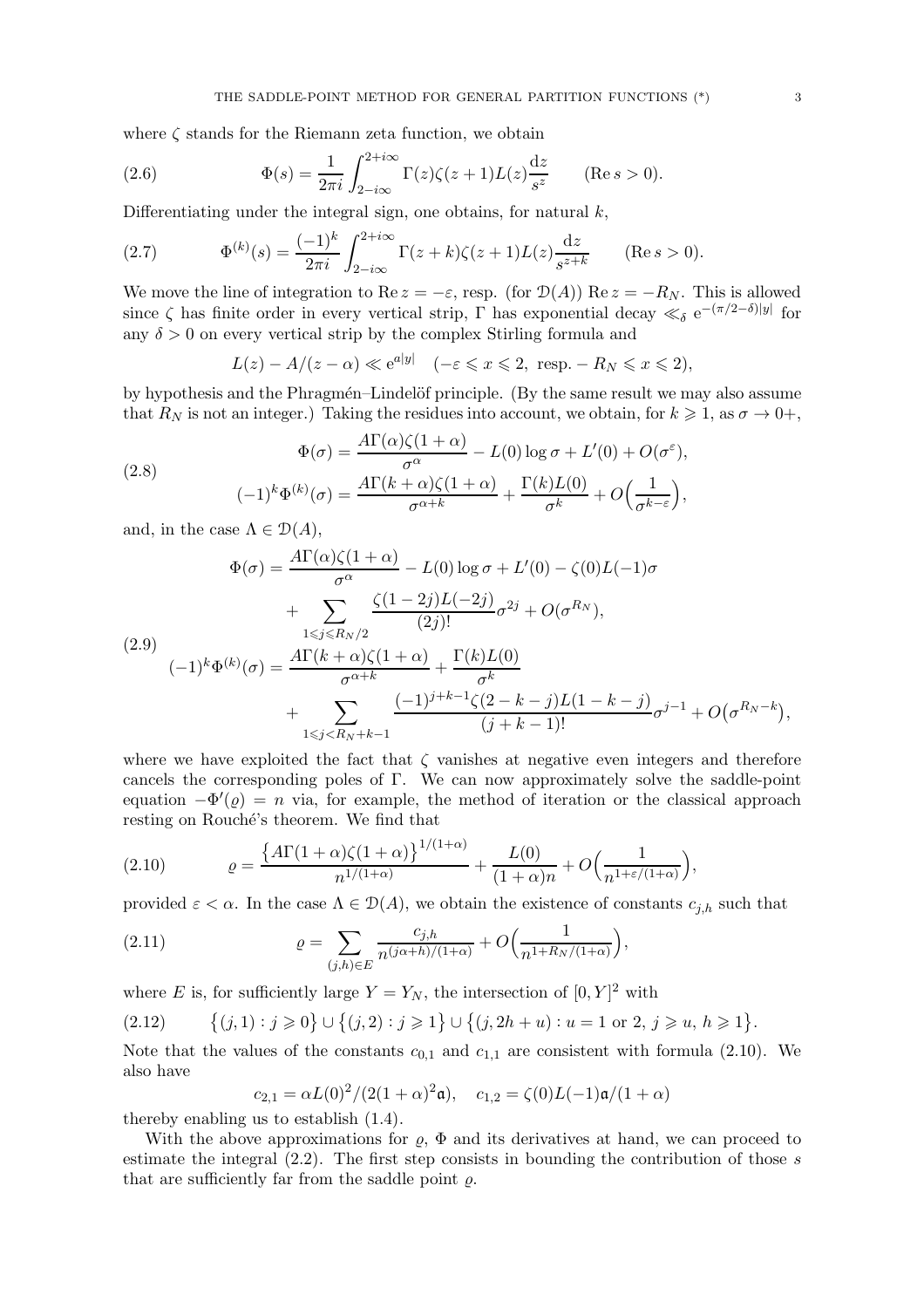where $\zeta$ stands for the Riemann zeta function, we obtain

$$\Phi(s) = \frac{1}{2\pi i}\int_{2-i\infty}^{2+i\infty} \Gamma(z)\zeta(z+1)L(z)\frac{\mathrm{d}z}{s^z} \qquad (\operatorname{Re} s > 0). \tag{2.6}$$

Differentiating under the integral sign, one obtains, for natural $k$,

$$\Phi^{(k)}(s) = \frac{(-1)^k}{2\pi i}\int_{2-i\infty}^{2+i\infty} \Gamma(z+k)\zeta(z+1)L(z)\frac{\mathrm{d}z}{s^{z+k}} \qquad (\operatorname{Re} s > 0). \tag{2.7}$$

We move the line of integration to $\operatorname{Re} z = -\varepsilon$, resp. (for $\mathcal{D}(A)$) $\operatorname{Re} z = -R_N$. This is allowed since $\zeta$ has finite order in every vertical strip, $\Gamma$ has exponential decay $\ll_\delta \mathrm{e}^{-(\pi/2-\delta)|y|}$ for any $\delta > 0$ on every vertical strip by the complex Stirling formula and

$$L(z) - A/(z-\alpha) \ll \mathrm{e}^{a|y|} \quad (-\varepsilon \leqslant x \leqslant 2, \text{ resp.} - R_N \leqslant x \leqslant 2),$$

by hypothesis and the Phragmén–Lindelöf principle. (By the same result we may also assume that $R_N$ is not an integer.) Taking the residues into account, we obtain, for $k \geqslant 1$, as $\sigma \to 0+$,

$$\begin{aligned}\Phi(\sigma) &= \frac{A\Gamma(\alpha)\zeta(1+\alpha)}{\sigma^\alpha} - L(0)\log\sigma + L'(0) + O(\sigma^\varepsilon),\\ (-1)^k\Phi^{(k)}(\sigma) &= \frac{A\Gamma(k+\alpha)\zeta(1+\alpha)}{\sigma^{\alpha+k}} + \frac{\Gamma(k)L(0)}{\sigma^k} + O\Big(\frac{1}{\sigma^{k-\varepsilon}}\Big),\end{aligned} \tag{2.8}$$

and, in the case $\Lambda \in \mathcal{D}(A)$,

$$\begin{aligned}\Phi(\sigma) &= \frac{A\Gamma(\alpha)\zeta(1+\alpha)}{\sigma^\alpha} - L(0)\log\sigma + L'(0) - \zeta(0)L(-1)\sigma\\ &\quad + \sum_{1\leqslant j\leqslant R_N/2} \frac{\zeta(1-2j)L(-2j)}{(2j)!}\sigma^{2j} + O(\sigma^{R_N}),\\ (-1)^k\Phi^{(k)}(\sigma) &= \frac{A\Gamma(k+\alpha)\zeta(1+\alpha)}{\sigma^{\alpha+k}} + \frac{\Gamma(k)L(0)}{\sigma^k}\\ &\quad + \sum_{1\leqslant j< R_N+k-1} \frac{(-1)^{j+k-1}\zeta(2-k-j)L(1-k-j)}{(j+k-1)!}\sigma^{j-1} + O\big(\sigma^{R_N-k}\big),\end{aligned} \tag{2.9}$$

where we have exploited the fact that $\zeta$ vanishes at negative even integers and therefore cancels the corresponding poles of $\Gamma$. We can now approximately solve the saddle-point equation $-\Phi'(\varrho) = n$ via, for example, the method of iteration or the classical approach resting on Rouché's theorem. We find that

$$\varrho = \frac{\big\{A\Gamma(1+\alpha)\zeta(1+\alpha)\big\}^{1/(1+\alpha)}}{n^{1/(1+\alpha)}} + \frac{L(0)}{(1+\alpha)n} + O\Big(\frac{1}{n^{1+\varepsilon/(1+\alpha)}}\Big), \tag{2.10}$$

provided $\varepsilon < \alpha$. In the case $\Lambda \in \mathcal{D}(A)$, we obtain the existence of constants $c_{j,h}$ such that

$$\varrho = \sum_{(j,h)\in E} \frac{c_{j,h}}{n^{(j\alpha+h)/(1+\alpha)}} + O\Big(\frac{1}{n^{1+R_N/(1+\alpha)}}\Big), \tag{2.11}$$

where $E$ is, for sufficiently large $Y = Y_N$, the intersection of $[0,Y]^2$ with

$$\big\{(j,1) : j \geqslant 0\big\} \cup \big\{(j,2) : j \geqslant 1\big\} \cup \big\{(j, 2h+u) : u = 1 \text{ or } 2,\ j \geqslant u,\ h \geqslant 1\big\}. \tag{2.12}$$

Note that the values of the constants $c_{0,1}$ and $c_{1,1}$ are consistent with formula (2.10). We also have

$$c_{2,1} = \alpha L(0)^2/(2(1+\alpha)^2\mathfrak{a}), \quad c_{1,2} = \zeta(0)L(-1)\mathfrak{a}/(1+\alpha)$$

thereby enabling us to establish (1.4).

With the above approximations for $\varrho$, $\Phi$ and its derivatives at hand, we can proceed to estimate the integral (2.2). The first step consists in bounding the contribution of those $s$ that are sufficiently far from the saddle point $\varrho$.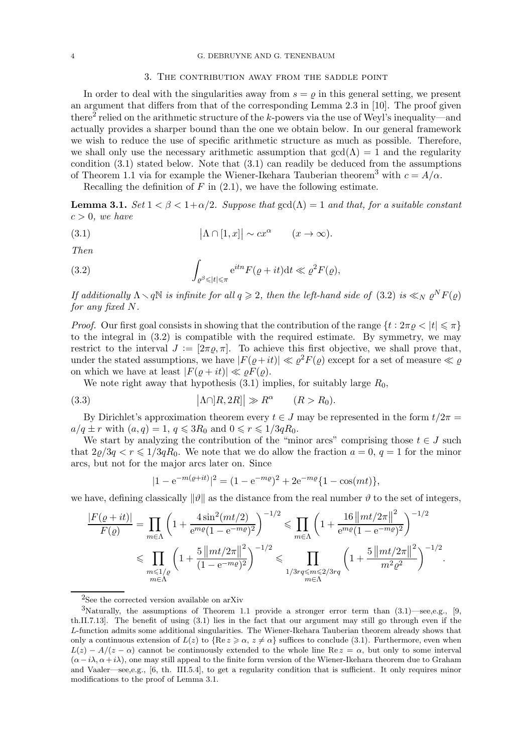## 3. The contribution away from the saddle point

In order to deal with the singularities away from $s = \varrho$ in this general setting, we present an argument that differs from that of the corresponding Lemma 2.3 in [10]. The proof given there[2] relied on the arithmetic structure of the $k$-powers via the use of Weyl's inequality—and actually provides a sharper bound than the one we obtain below. In our general framework we wish to reduce the use of specific arithmetic structure as much as possible. Therefore, we shall only use the necessary arithmetic assumption that $\gcd(\Lambda) = 1$ and the regularity condition (3.1) stated below. Note that (3.1) can readily be deduced from the assumptions of Theorem 1.1 via for example the Wiener-Ikehara Tauberian theorem[3] with $c = A/\alpha$.

Recalling the definition of $F$ in (2.1), we have the following estimate.

**Lemma 3.1.** *Set $1 < \beta < 1 + \alpha/2$. Suppose that $\gcd(\Lambda) = 1$ and that, for a suitable constant $c > 0$, we have*

$$\big|\Lambda \cap [1, x]\big| \sim cx^\alpha \qquad (x \to \infty). \tag{3.1}$$

*Then*

$$\int_{\varrho^\beta \leqslant |t| \leqslant \pi} \mathrm{e}^{itn} F(\varrho + it)\mathrm{d}t \ll \varrho^2 F(\varrho), \tag{3.2}$$

*If additionally $\Lambda \smallsetminus q\mathbb{N}$ is infinite for all $q \geqslant 2$, then the left-hand side of (3.2) is $\ll_N \varrho^N F(\varrho)$ for any fixed $N$.*

*Proof.* Our first goal consists in showing that the contribution of the range $\{t : 2\pi\varrho < |t| \leqslant \pi\}$ to the integral in (3.2) is compatible with the required estimate. By symmetry, we may restrict to the interval $J := [2\pi\varrho, \pi]$. To achieve this first objective, we shall prove that, under the stated assumptions, we have $|F(\varrho + it)| \ll \varrho^2 F(\varrho)$ except for a set of measure $\ll \varrho$ on which we have at least $|F(\varrho + it)| \ll \varrho F(\varrho)$.

We note right away that hypothesis (3.1) implies, for suitably large $R_0$,

$$\big|\Lambda \cap ]R, 2R]\big| \gg R^\alpha \qquad (R > R_0). \tag{3.3}$$

By Dirichlet's approximation theorem every $t \in J$ may be represented in the form $t/2\pi = a/q \pm r$ with $(a, q) = 1$, $q \leqslant 3R_0$ and $0 \leqslant r \leqslant 1/3qR_0$.

We start by analyzing the contribution of the "minor arcs" comprising those $t \in J$ such that $2\varrho/3q < r \leqslant 1/3qR_0$. We note that we do allow the fraction $a = 0$, $q = 1$ for the minor arcs, but not for the major arcs later on. Since

$$|1 - \mathrm{e}^{-m(\varrho+it)}|^2 = (1 - \mathrm{e}^{-m\varrho})^2 + 2\mathrm{e}^{-m\varrho}\{1 - \cos(mt)\},$$

we have, defining classically $\|\vartheta\|$ as the distance from the real number $\vartheta$ to the set of integers,

$$\begin{aligned}
\frac{|F(\varrho + it)|}{F(\varrho)} &= \prod_{m \in \Lambda} \left(1 + \frac{4\sin^2(mt/2)}{\mathrm{e}^{m\varrho}(1 - \mathrm{e}^{-m\varrho})^2}\right)^{-1/2} \leqslant \prod_{m \in \Lambda} \left(1 + \frac{16\,\|mt/2\pi\|^2}{\mathrm{e}^{m\varrho}(1 - \mathrm{e}^{-m\varrho})^2}\right)^{-1/2} \\
&\leqslant \prod_{\substack{m \leqslant 1/\varrho \\ m \in \Lambda}} \left(1 + \frac{5\,\|mt/2\pi\|^2}{(1 - \mathrm{e}^{-m\varrho})^2}\right)^{-1/2} \leqslant \prod_{\substack{1/3rq \leqslant m \leqslant 2/3rq \\ m \in \Lambda}} \left(1 + \frac{5\,\|mt/2\pi\|^2}{m^2\varrho^2}\right)^{-1/2}.
\end{aligned}$$

---

[2] See the corrected version available on arXiv

[3] Naturally, the assumptions of Theorem 1.1 provide a stronger error term than (3.1)—see, e.g., [9, th.II.7.13]. The benefit of using (3.1) lies in the fact that our argument may still go through even if the $L$-function admits some additional singularities. The Wiener-Ikehara Tauberian theorem already shows that only a continuous extension of $L(z)$ to $\{\operatorname{Re} z \geqslant \alpha,\ z \neq \alpha\}$ suffices to conclude (3.1). Furthermore, even when $L(z) - A/(z - \alpha)$ cannot be continuously extended to the whole line $\operatorname{Re} z = \alpha$, but only to some interval $(\alpha - i\lambda, \alpha + i\lambda)$, one may still appeal to the finite form version of the Wiener-Ikehara theorem due to Graham and Vaaler—see, e.g., [6, th. III.5.4], to get a regularity condition that is sufficient. It only requires minor modifications to the proof of Lemma 3.1.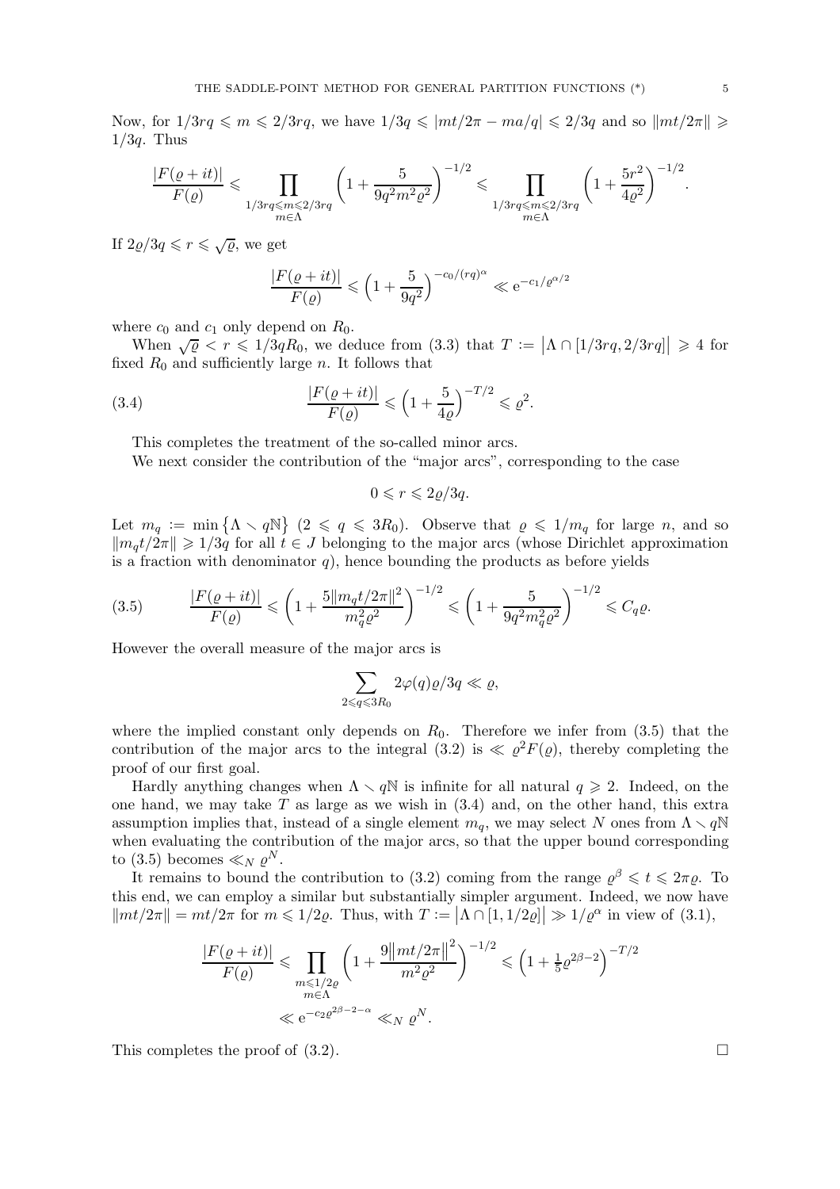Now, for $1/3rq \leqslant m \leqslant 2/3rq$, we have $1/3q \leqslant |mt/2\pi - ma/q| \leqslant 2/3q$ and so $\|mt/2\pi\| \geqslant 1/3q$. Thus

$$\frac{|F(\varrho+it)|}{F(\varrho)} \leqslant \prod_{\substack{1/3rq\leqslant m\leqslant 2/3rq\\ m\in\Lambda}} \Big(1+\frac{5}{9q^2m^2\varrho^2}\Big)^{-1/2} \leqslant \prod_{\substack{1/3rq\leqslant m\leqslant 2/3rq\\ m\in\Lambda}} \Big(1+\frac{5r^2}{4\varrho^2}\Big)^{-1/2}.$$

If $2\varrho/3q \leqslant r \leqslant \sqrt{\varrho}$, we get

$$\frac{|F(\varrho+it)|}{F(\varrho)} \leqslant \Big(1+\frac{5}{9q^2}\Big)^{-c_0/(rq)^\alpha} \ll \mathrm{e}^{-c_1/\varrho^{\alpha/2}}$$

where $c_0$ and $c_1$ only depend on $R_0$.

When $\sqrt{\varrho} < r \leqslant 1/3qR_0$, we deduce from (3.3) that $T := \big|\Lambda \cap [1/3rq, 2/3rq]\big| \geqslant 4$ for fixed $R_0$ and sufficiently large $n$. It follows that

$$\frac{|F(\varrho+it)|}{F(\varrho)} \leqslant \Big(1+\frac{5}{4\varrho}\Big)^{-T/2} \leqslant \varrho^2. \tag{3.4}$$

This completes the treatment of the so-called minor arcs.

We next consider the contribution of the "major arcs", corresponding to the case

$$0 \leqslant r \leqslant 2\varrho/3q.$$

Let $m_q := \min\big\{\Lambda \smallsetminus q\mathbb{N}\big\}$ $(2 \leqslant q \leqslant 3R_0)$. Observe that $\varrho \leqslant 1/m_q$ for large $n$, and so $\|m_qt/2\pi\| \geqslant 1/3q$ for all $t \in J$ belonging to the major arcs (whose Dirichlet approximation is a fraction with denominator $q$), hence bounding the products as before yields

$$\frac{|F(\varrho+it)|}{F(\varrho)} \leqslant \Big(1+\frac{5\|m_qt/2\pi\|^2}{m_q^2\varrho^2}\Big)^{-1/2} \leqslant \Big(1+\frac{5}{9q^2m_q^2\varrho^2}\Big)^{-1/2} \leqslant C_q\varrho. \tag{3.5}$$

However the overall measure of the major arcs is

$$\sum_{2\leqslant q\leqslant 3R_0} 2\varphi(q)\varrho/3q \ll \varrho,$$

where the implied constant only depends on $R_0$. Therefore we infer from (3.5) that the contribution of the major arcs to the integral (3.2) is $\ll \varrho^2F(\varrho)$, thereby completing the proof of our first goal.

Hardly anything changes when $\Lambda \smallsetminus q\mathbb{N}$ is infinite for all natural $q \geqslant 2$. Indeed, on the one hand, we may take $T$ as large as we wish in (3.4) and, on the other hand, this extra assumption implies that, instead of a single element $m_q$, we may select $N$ ones from $\Lambda \smallsetminus q\mathbb{N}$ when evaluating the contribution of the major arcs, so that the upper bound corresponding to (3.5) becomes $\ll_N \varrho^N$.

It remains to bound the contribution to (3.2) coming from the range $\varrho^\beta \leqslant t \leqslant 2\pi\varrho$. To this end, we can employ a similar but substantially simpler argument. Indeed, we now have $\|mt/2\pi\| = mt/2\pi$ for $m \leqslant 1/2\varrho$. Thus, with $T := \big|\Lambda \cap [1, 1/2\varrho]\big| \gg 1/\varrho^\alpha$ in view of (3.1),

$$\begin{aligned}\frac{|F(\varrho+it)|}{F(\varrho)} &\leqslant \prod_{\substack{m\leqslant 1/2\varrho\\ m\in\Lambda}} \Big(1+\frac{9\|mt/2\pi\|^2}{m^2\varrho^2}\Big)^{-1/2} \leqslant \Big(1+\tfrac{1}{5}\varrho^{2\beta-2}\Big)^{-T/2}\\ &\ll \mathrm{e}^{-c_2\varrho^{2\beta-2-\alpha}} \ll_N \varrho^N.\end{aligned}$$

This completes the proof of (3.2). $\square$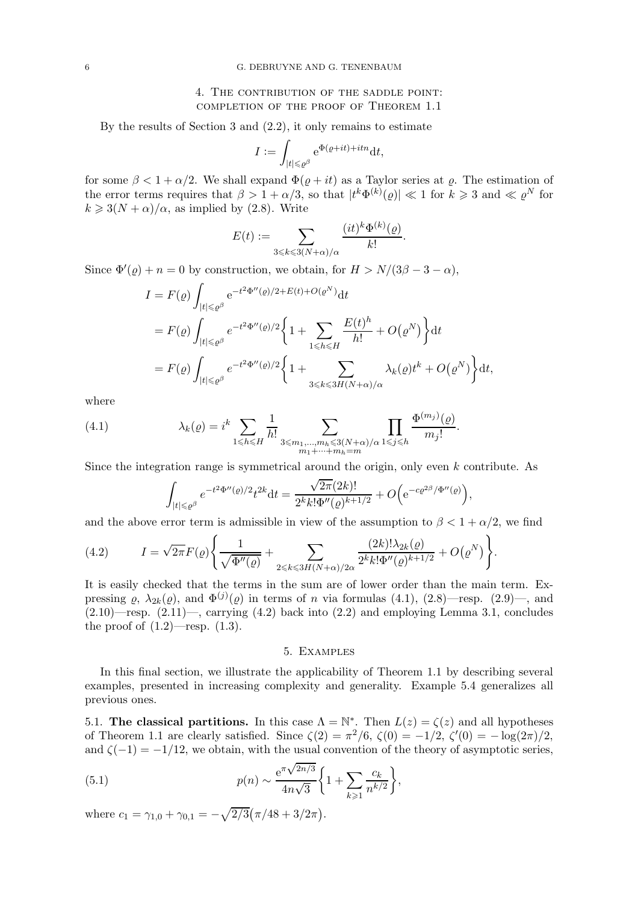## 4. The contribution of the saddle point: completion of the proof of Theorem 1.1

By the results of Section 3 and (2.2), it only remains to estimate

$$I := \int_{|t|\leqslant \varrho^\beta} \mathrm{e}^{\Phi(\varrho+it)+itn}\mathrm{d}t,$$

for some $\beta < 1+\alpha/2$. We shall expand $\Phi(\varrho+it)$ as a Taylor series at $\varrho$. The estimation of the error terms requires that $\beta > 1+\alpha/3$, so that $|t^k\Phi^{(k)}(\varrho)| \ll 1$ for $k \geqslant 3$ and $\ll \varrho^N$ for $k \geqslant 3(N+\alpha)/\alpha$, as implied by (2.8). Write

$$E(t) := \sum_{3\leqslant k\leqslant 3(N+\alpha)/\alpha} \frac{(it)^k\Phi^{(k)}(\varrho)}{k!}.$$

Since $\Phi'(\varrho)+n=0$ by construction, we obtain, for $H > N/(3\beta-3-\alpha)$,

$$\begin{aligned}
I &= F(\varrho)\int_{|t|\leqslant \varrho^\beta} \mathrm{e}^{-t^2\Phi''(\varrho)/2+E(t)+O(\varrho^N)}\mathrm{d}t \\
&= F(\varrho)\int_{|t|\leqslant \varrho^\beta} e^{-t^2\Phi''(\varrho)/2}\bigg\{1+\sum_{1\leqslant h\leqslant H}\frac{E(t)^h}{h!}+O\big(\varrho^N\big)\bigg\}\mathrm{d}t \\
&= F(\varrho)\int_{|t|\leqslant \varrho^\beta} e^{-t^2\Phi''(\varrho)/2}\bigg\{1+\sum_{3\leqslant k\leqslant 3H(N+\alpha)/\alpha}\lambda_k(\varrho)t^k+O\big(\varrho^N\big)\bigg\}\mathrm{d}t,
\end{aligned}$$

where

$$\lambda_k(\varrho) = i^k\sum_{1\leqslant h\leqslant H}\frac{1}{h!}\sum_{\substack{3\leqslant m_1,\dots,m_h\leqslant 3(N+\alpha)/\alpha\\ m_1+\cdots+m_h=m}}\prod_{1\leqslant j\leqslant h}\frac{\Phi^{(m_j)}(\varrho)}{m_j!}. \tag{4.1}$$

Since the integration range is symmetrical around the origin, only even $k$ contribute. As

$$\int_{|t|\leqslant \varrho^\beta} e^{-t^2\Phi''(\varrho)/2}t^{2k}\mathrm{d}t = \frac{\sqrt{2\pi}(2k)!}{2^k k!\Phi''(\varrho)^{k+1/2}} + O\Big(\mathrm{e}^{-c\varrho^{2\beta}/\Phi''(\varrho)}\Big),$$

and the above error term is admissible in view of the assumption to $\beta < 1+\alpha/2$, we find

$$I = \sqrt{2\pi}F(\varrho)\Bigg\{\frac{1}{\sqrt{\Phi''(\varrho)}} + \sum_{2\leqslant k\leqslant 3H(N+\alpha)/2\alpha}\frac{(2k)!\lambda_{2k}(\varrho)}{2^k k!\Phi''(\varrho)^{k+1/2}} + O\big(\varrho^N\big)\Bigg\}. \tag{4.2}$$

It is easily checked that the terms in the sum are of lower order than the main term. Expressing $\varrho$, $\lambda_{2k}(\varrho)$, and $\Phi^{(j)}(\varrho)$ in terms of $n$ via formulas (4.1), (2.8)—resp. (2.9)—, and (2.10)—resp. (2.11)—, carrying (4.2) back into (2.2) and employing Lemma 3.1, concludes the proof of (1.2)—resp. (1.3).

## 5. Examples

In this final section, we illustrate the applicability of Theorem 1.1 by describing several examples, presented in increasing complexity and generality. Example 5.4 generalizes all previous ones.

5.1. **The classical partitions.** In this case $\Lambda = \mathbb{N}^*$. Then $L(z) = \zeta(z)$ and all hypotheses of Theorem 1.1 are clearly satisfied. Since $\zeta(2) = \pi^2/6$, $\zeta(0) = -1/2$, $\zeta'(0) = -\log(2\pi)/2$, and $\zeta(-1) = -1/12$, we obtain, with the usual convention of the theory of asymptotic series,

$$p(n) \sim \frac{\mathrm{e}^{\pi\sqrt{2n/3}}}{4n\sqrt{3}}\bigg\{1+\sum_{k\geqslant 1}\frac{c_k}{n^{k/2}}\bigg\}, \tag{5.1}$$

where $c_1 = \gamma_{1,0}+\gamma_{0,1} = -\sqrt{2/3}\big(\pi/48+3/2\pi\big)$.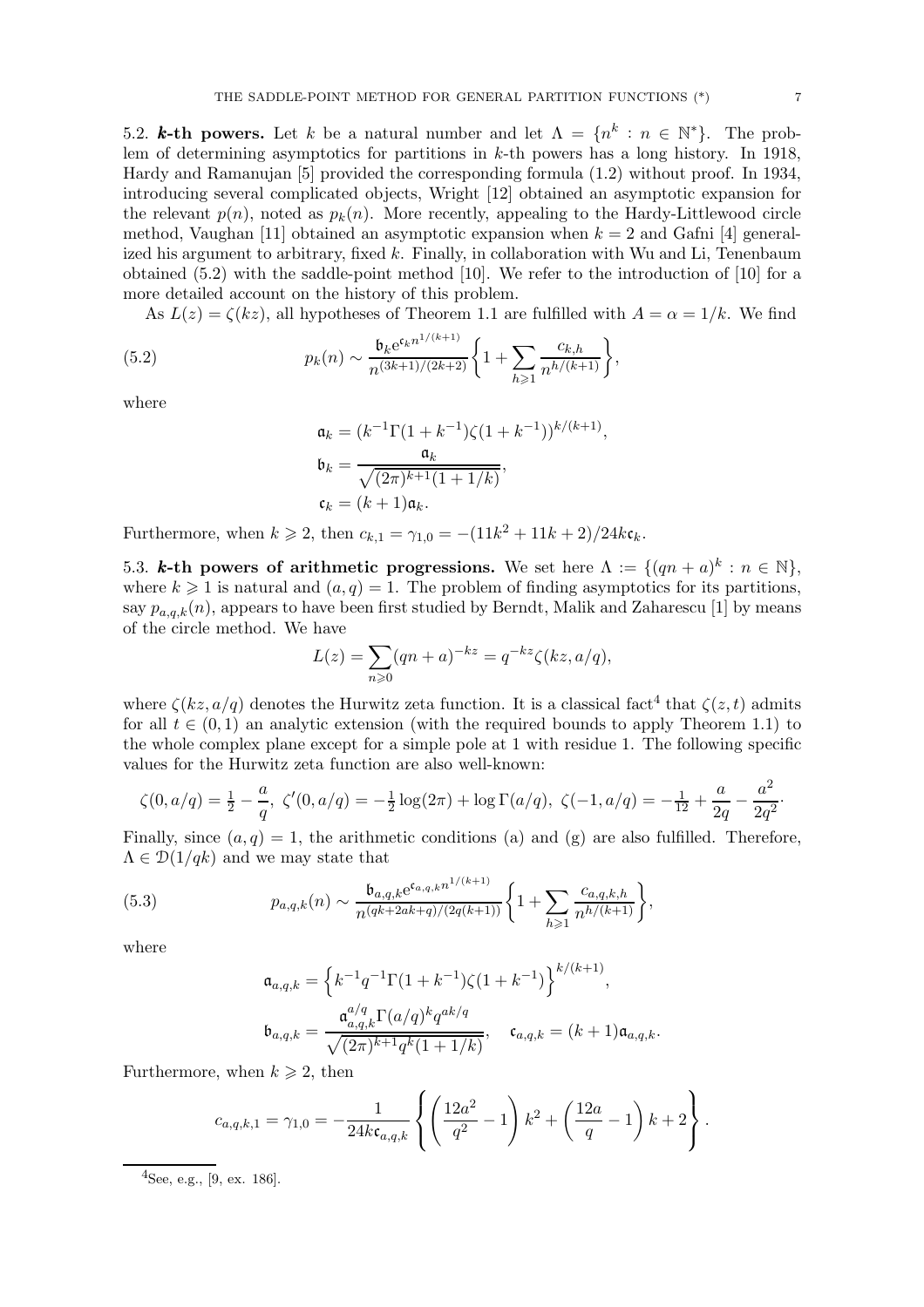5.2. ***k*-th powers.** Let $k$ be a natural number and let $\Lambda = \{n^k : n \in \mathbb{N}^*\}$. The problem of determining asymptotics for partitions in $k$-th powers has a long history. In 1918, Hardy and Ramanujan [5] provided the corresponding formula (1.2) without proof. In 1934, introducing several complicated objects, Wright [12] obtained an asymptotic expansion for the relevant $p(n)$, noted as $p_k(n)$. More recently, appealing to the Hardy-Littlewood circle method, Vaughan [11] obtained an asymptotic expansion when $k = 2$ and Gafni [4] generalized his argument to arbitrary, fixed $k$. Finally, in collaboration with Wu and Li, Tenenbaum obtained (5.2) with the saddle-point method [10]. We refer to the introduction of [10] for a more detailed account on the history of this problem.

As $L(z) = \zeta(kz)$, all hypotheses of Theorem 1.1 are fulfilled with $A = \alpha = 1/k$. We find

$$p_k(n) \sim \frac{\mathfrak{b}_k \mathrm{e}^{\mathfrak{c}_k n^{1/(k+1)}}}{n^{(3k+1)/(2k+2)}} \bigg\{ 1 + \sum_{h \geqslant 1} \frac{c_{k,h}}{n^{h/(k+1)}} \bigg\}, \tag{5.2}$$

where

$$\mathfrak{a}_k = (k^{-1}\Gamma(1+k^{-1})\zeta(1+k^{-1}))^{k/(k+1)},$$
$$\mathfrak{b}_k = \frac{\mathfrak{a}_k}{\sqrt{(2\pi)^{k+1}(1+1/k)}},$$
$$\mathfrak{c}_k = (k+1)\mathfrak{a}_k.$$

Furthermore, when $k \geqslant 2$, then $c_{k,1} = \gamma_{1,0} = -(11k^2 + 11k + 2)/24k\mathfrak{c}_k$.

5.3. ***k*-th powers of arithmetic progressions.** We set here $\Lambda := \{(qn + a)^k : n \in \mathbb{N}\}$, where $k \geqslant 1$ is natural and $(a, q) = 1$. The problem of finding asymptotics for its partitions, say $p_{a,q,k}(n)$, appears to have been first studied by Berndt, Malik and Zaharescu [1] by means of the circle method. We have

$$L(z) = \sum_{n \geqslant 0} (qn + a)^{-kz} = q^{-kz}\zeta(kz, a/q),$$

where $\zeta(kz, a/q)$ denotes the Hurwitz zeta function. It is a classical fact[4] that $\zeta(z,t)$ admits for all $t \in (0,1)$ an analytic extension (with the required bounds to apply Theorem 1.1) to the whole complex plane except for a simple pole at 1 with residue 1. The following specific values for the Hurwitz zeta function are also well-known:

$$\zeta(0, a/q) = \tfrac{1}{2} - \frac{a}{q},\ \zeta'(0, a/q) = -\tfrac{1}{2}\log(2\pi) + \log\Gamma(a/q),\ \zeta(-1, a/q) = -\tfrac{1}{12} + \frac{a}{2q} - \frac{a^2}{2q^2}.$$

Finally, since $(a, q) = 1$, the arithmetic conditions (a) and (g) are also fulfilled. Therefore, $\Lambda \in \mathcal{D}(1/qk)$ and we may state that

$$p_{a,q,k}(n) \sim \frac{\mathfrak{b}_{a,q,k} \mathrm{e}^{\mathfrak{c}_{a,q,k} n^{1/(k+1)}}}{n^{(qk+2ak+q)/(2q(k+1))}} \bigg\{ 1 + \sum_{h \geqslant 1} \frac{c_{a,q,k,h}}{n^{h/(k+1)}} \bigg\}, \tag{5.3}$$

where

$$\mathfrak{a}_{a,q,k} = \Big\{ k^{-1}q^{-1}\Gamma(1+k^{-1})\zeta(1+k^{-1}) \Big\}^{k/(k+1)},$$
$$\mathfrak{b}_{a,q,k} = \frac{\mathfrak{a}_{a,q,k}^{a/q}\Gamma(a/q)^k q^{ak/q}}{\sqrt{(2\pi)^{k+1}q^k(1+1/k)}}, \quad \mathfrak{c}_{a,q,k} = (k+1)\mathfrak{a}_{a,q,k}.$$

Furthermore, when $k \geqslant 2$, then

$$c_{a,q,k,1} = \gamma_{1,0} = -\frac{1}{24k\mathfrak{c}_{a,q,k}} \left\{ \left( \frac{12a^2}{q^2} - 1 \right) k^2 + \left( \frac{12a}{q} - 1 \right) k + 2 \right\}.$$

[4] See, e.g., [9, ex. 186].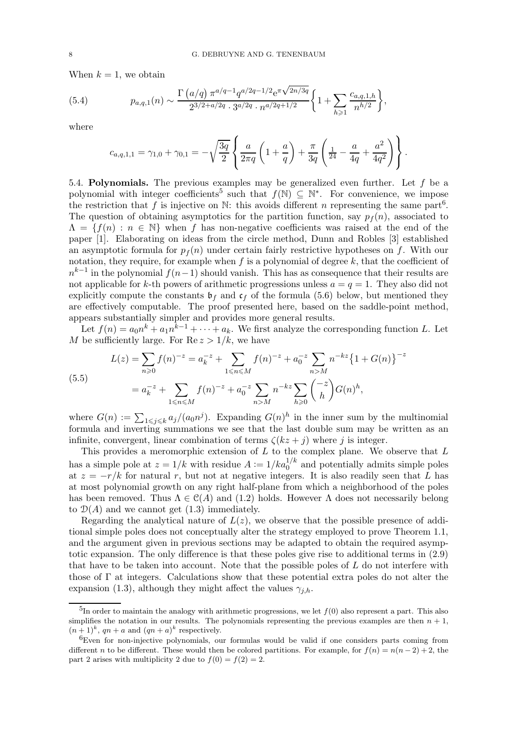When $k = 1$, we obtain

$$p_{a,q,1}(n) \sim \frac{\Gamma\left(a/q\right) \pi^{a/q-1} q^{a/2q-1/2} \mathrm{e}^{\pi\sqrt{2n/3q}}}{2^{3/2+a/2q} \cdot 3^{a/2q} \cdot n^{a/2q+1/2}} \bigg\{ 1 + \sum_{h\geqslant 1} \frac{c_{a,q,1,h}}{n^{h/2}} \bigg\}, \tag{5.4}$$

where

$$c_{a,q,1,1} = \gamma_{1,0} + \gamma_{0,1} = -\sqrt{\frac{3q}{2}} \left\{ \frac{a}{2\pi q}\left(1 + \frac{a}{q}\right) + \frac{\pi}{3q}\left(\tfrac{1}{24} - \frac{a}{4q} + \frac{a^2}{4q^2}\right) \right\}.$$

5.4. **Polynomials.** The previous examples may be generalized even further. Let $f$ be a polynomial with integer coefficients[5] such that $f(\mathbb{N}) \subseteq \mathbb{N}^*$. For convenience, we impose the restriction that $f$ is injective on $\mathbb{N}$: this avoids different $n$ representing the same part[6]. The question of obtaining asymptotics for the partition function, say $p_f(n)$, associated to $\Lambda = \{f(n) : n \in \mathbb{N}\}$ when $f$ has non-negative coefficients was raised at the end of the paper [1]. Elaborating on ideas from the circle method, Dunn and Robles [3] established an asymptotic formula for $p_f(n)$ under certain fairly restrictive hypotheses on $f$. With our notation, they require, for example when $f$ is a polynomial of degree $k$, that the coefficient of $n^{k-1}$ in the polynomial $f(n-1)$ should vanish. This has as consequence that their results are not applicable for $k$-th powers of arithmetic progressions unless $a = q = 1$. They also did not explicitly compute the constants $\mathfrak{b}_f$ and $\mathfrak{c}_f$ of the formula (5.6) below, but mentioned they are effectively computable. The proof presented here, based on the saddle-point method, appears substantially simpler and provides more general results.

Let $f(n) = a_0 n^k + a_1 n^{k-1} + \cdots + a_k$. We first analyze the corresponding function $L$. Let $M$ be sufficiently large. For $\operatorname{Re} z > 1/k$, we have

$$\begin{aligned} L(z) &= \sum_{n\geqslant 0} f(n)^{-z} = a_k^{-z} + \sum_{1\leqslant n\leqslant M} f(n)^{-z} + a_0^{-z} \sum_{n>M} n^{-kz}\big\{1 + G(n)\big\}^{-z} \\ &= a_k^{-z} + \sum_{1\leqslant n\leqslant M} f(n)^{-z} + a_0^{-z} \sum_{n>M} n^{-kz} \sum_{h\geqslant 0} \binom{-z}{h} G(n)^h, \end{aligned} \tag{5.5}$$

where $G(n) := \sum_{1\leqslant j\leqslant k} a_j/(a_0 n^j)$. Expanding $G(n)^h$ in the inner sum by the multinomial formula and inverting summations we see that the last double sum may be written as an infinite, convergent, linear combination of terms $\zeta(kz + j)$ where $j$ is integer.

This provides a meromorphic extension of $L$ to the complex plane. We observe that $L$ has a simple pole at $z = 1/k$ with residue $A := 1/ka_0^{1/k}$ and potentially admits simple poles at $z = -r/k$ for natural $r$, but not at negative integers. It is also readily seen that $L$ has at most polynomial growth on any right half-plane from which a neighborhood of the poles has been removed. Thus $\Lambda \in \mathcal{C}(A)$ and (1.2) holds. However $\Lambda$ does not necessarily belong to $\mathcal{D}(A)$ and we cannot get (1.3) immediately.

Regarding the analytical nature of $L(z)$, we observe that the possible presence of additional simple poles does not conceptually alter the strategy employed to prove Theorem 1.1, and the argument given in previous sections may be adapted to obtain the required asymptotic expansion. The only difference is that these poles give rise to additional terms in (2.9) that have to be taken into account. Note that the possible poles of $L$ do not interfere with those of $\Gamma$ at integers. Calculations show that these potential extra poles do not alter the expansion (1.3), although they might affect the values $\gamma_{j,h}$.

---

[5] In order to maintain the analogy with arithmetic progressions, we let $f(0)$ also represent a part. This also simplifies the notation in our results. The polynomials representing the previous examples are then $n + 1$, $(n + 1)^k$, $qn + a$ and $(qn + a)^k$ respectively.

[6] Even for non-injective polynomials, our formulas would be valid if one considers parts coming from different $n$ to be different. These would then be colored partitions. For example, for $f(n) = n(n - 2) + 2$, the part 2 arises with multiplicity 2 due to $f(0) = f(2) = 2$.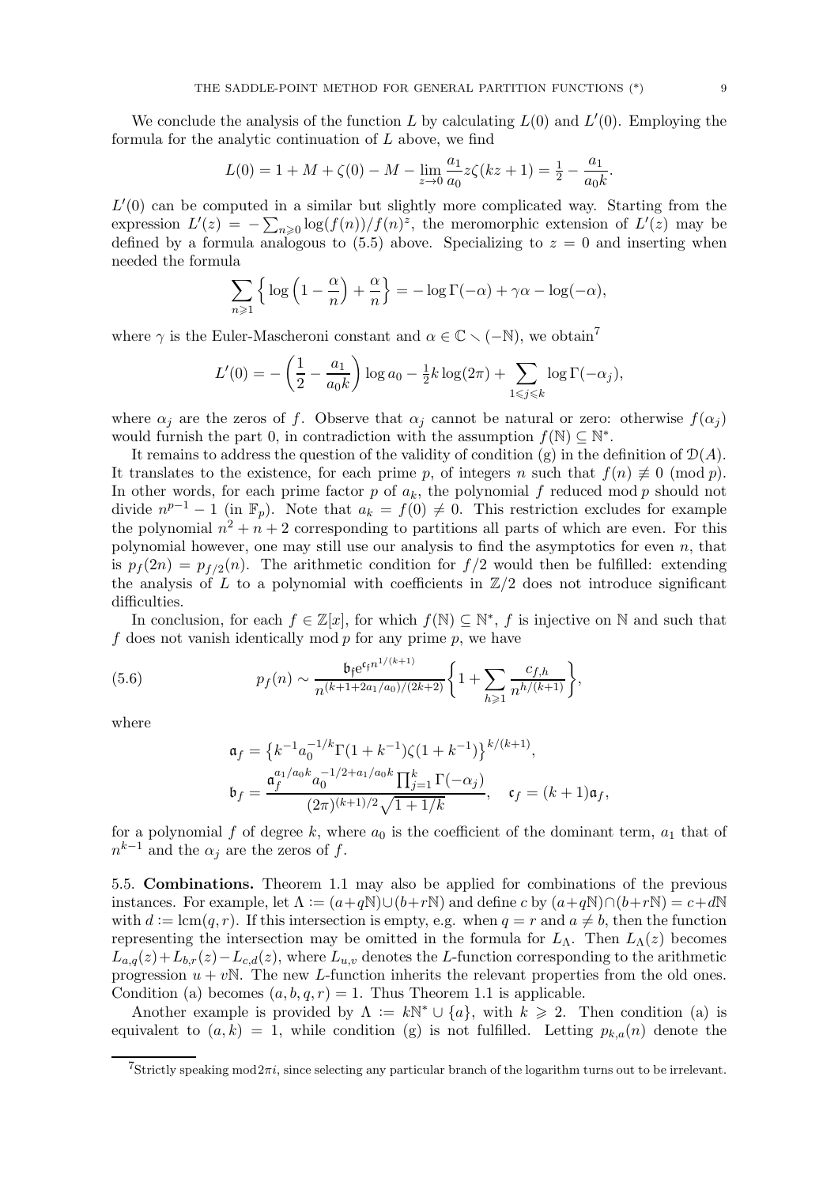We conclude the analysis of the function $L$ by calculating $L(0)$ and $L'(0)$. Employing the formula for the analytic continuation of $L$ above, we find

$$L(0) = 1 + M + \zeta(0) - M - \lim_{z\to 0} \frac{a_1}{a_0} z\zeta(kz+1) = \tfrac{1}{2} - \frac{a_1}{a_0 k}.$$

$L'(0)$ can be computed in a similar but slightly more complicated way. Starting from the expression $L'(z) = -\sum_{n\geqslant 0} \log(f(n))/f(n)^z$, the meromorphic extension of $L'(z)$ may be defined by a formula analogous to (5.5) above. Specializing to $z = 0$ and inserting when needed the formula

$$\sum_{n\geqslant 1} \Big\{ \log\Big(1 - \frac{\alpha}{n}\Big) + \frac{\alpha}{n} \Big\} = -\log\Gamma(-\alpha) + \gamma\alpha - \log(-\alpha),$$

where $\gamma$ is the Euler-Mascheroni constant and $\alpha \in \mathbb{C} \smallsetminus (-\mathbb{N})$, we obtain[7]

$$L'(0) = -\left(\frac{1}{2} - \frac{a_1}{a_0 k}\right)\log a_0 - \tfrac{1}{2}k\log(2\pi) + \sum_{1\leqslant j\leqslant k} \log\Gamma(-\alpha_j),$$

where $\alpha_j$ are the zeros of $f$. Observe that $\alpha_j$ cannot be natural or zero: otherwise $f(\alpha_j)$ would furnish the part 0, in contradiction with the assumption $f(\mathbb{N}) \subseteq \mathbb{N}^*$.

It remains to address the question of the validity of condition (g) in the definition of $\mathcal{D}(A)$. It translates to the existence, for each prime $p$, of integers $n$ such that $f(n) \not\equiv 0 \pmod p$. In other words, for each prime factor $p$ of $a_k$, the polynomial $f$ reduced mod $p$ should not divide $n^{p-1} - 1$ (in $\mathbb{F}_p$). Note that $a_k = f(0) \neq 0$. This restriction excludes for example the polynomial $n^2 + n + 2$ corresponding to partitions all parts of which are even. For this polynomial however, one may still use our analysis to find the asymptotics for even $n$, that is $p_f(2n) = p_{f/2}(n)$. The arithmetic condition for $f/2$ would then be fulfilled: extending the analysis of $L$ to a polynomial with coefficients in $\mathbb{Z}/2$ does not introduce significant difficulties.

In conclusion, for each $f \in \mathbb{Z}[x]$, for which $f(\mathbb{N}) \subseteq \mathbb{N}^*$, $f$ is injective on $\mathbb{N}$ and such that $f$ does not vanish identically mod $p$ for any prime $p$, we have

$$p_f(n) \sim \frac{\mathfrak{b}_f \mathrm{e}^{\mathfrak{c}_f n^{1/(k+1)}}}{n^{(k+1+2a_1/a_0)/(2k+2)}} \bigg\{ 1 + \sum_{h\geqslant 1} \frac{c_{f,h}}{n^{h/(k+1)}} \bigg\}, \tag{5.6}$$

where

$$\mathfrak{a}_f = \big\{ k^{-1} a_0^{-1/k} \Gamma(1+k^{-1})\zeta(1+k^{-1}) \big\}^{k/(k+1)},$$
$$\mathfrak{b}_f = \frac{\mathfrak{a}_f^{a_1/a_0 k} a_0^{-1/2+a_1/a_0 k} \prod_{j=1}^k \Gamma(-\alpha_j)}{(2\pi)^{(k+1)/2}\sqrt{1+1/k}}, \quad \mathfrak{c}_f = (k+1)\mathfrak{a}_f,$$

for a polynomial $f$ of degree $k$, where $a_0$ is the coefficient of the dominant term, $a_1$ that of $n^{k-1}$ and the $\alpha_j$ are the zeros of $f$.

5.5. **Combinations.** Theorem 1.1 may also be applied for combinations of the previous instances. For example, let $\Lambda := (a+q\mathbb{N}) \cup (b+r\mathbb{N})$ and define $c$ by $(a+q\mathbb{N}) \cap (b+r\mathbb{N}) = c + d\mathbb{N}$ with $d := \mathrm{lcm}(q,r)$. If this intersection is empty, e.g. when $q = r$ and $a \neq b$, then the function representing the intersection may be omitted in the formula for $L_\Lambda$. Then $L_\Lambda(z)$ becomes $L_{a,q}(z) + L_{b,r}(z) - L_{c,d}(z)$, where $L_{u,v}$ denotes the $L$-function corresponding to the arithmetic progression $u + v\mathbb{N}$. The new $L$-function inherits the relevant properties from the old ones. Condition (a) becomes $(a,b,q,r) = 1$. Thus Theorem 1.1 is applicable.

Another example is provided by $\Lambda := k\mathbb{N}^* \cup \{a\}$, with $k \geqslant 2$. Then condition (a) is equivalent to $(a,k) = 1$, while condition (g) is not fulfilled. Letting $p_{k,a}(n)$ denote the

[7] Strictly speaking $\bmod 2\pi i$, since selecting any particular branch of the logarithm turns out to be irrelevant.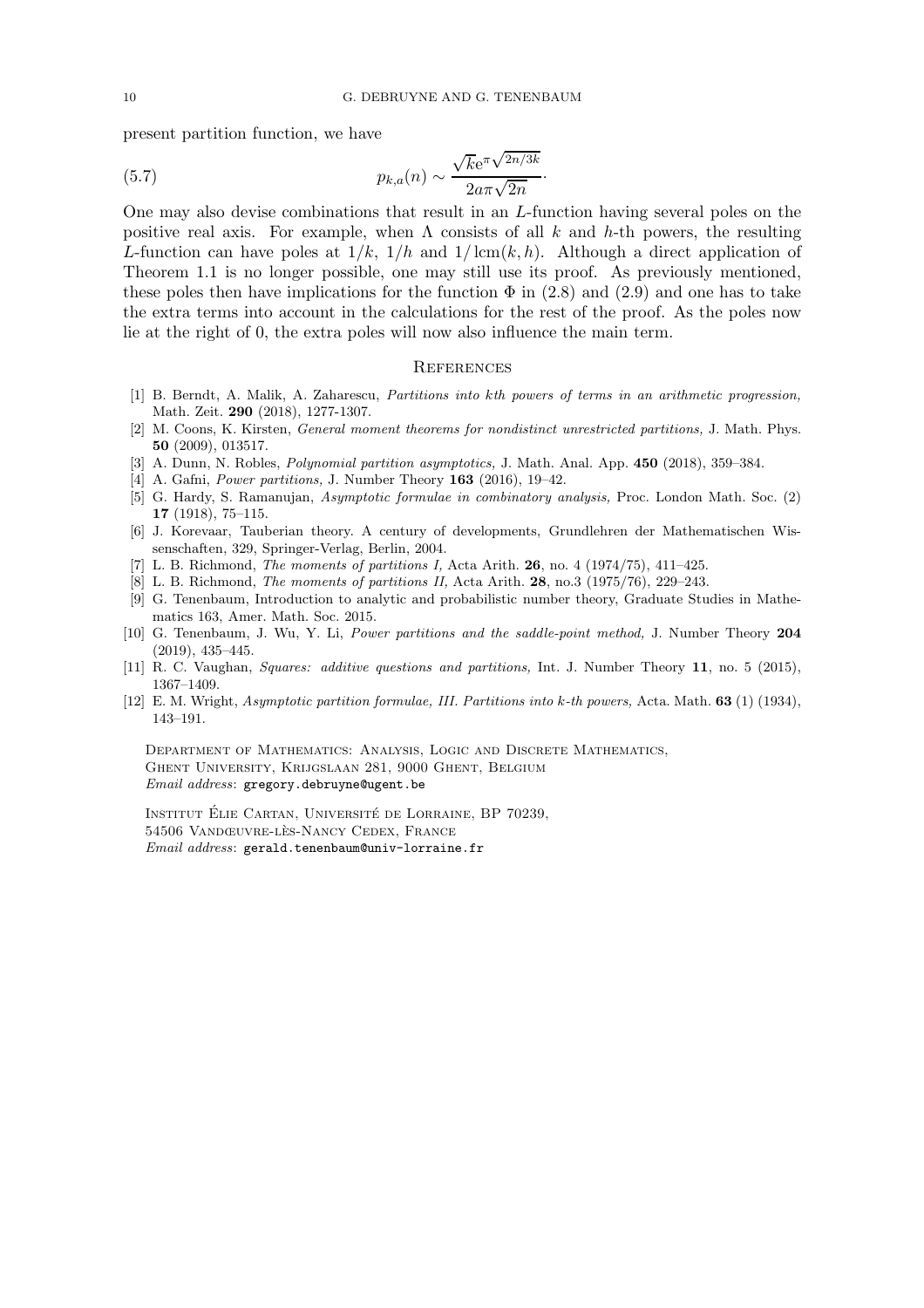present partition function, we have

$$p_{k,a}(n) \sim \frac{\sqrt{k}\mathrm{e}^{\pi\sqrt{2n/3k}}}{2a\pi\sqrt{2n}}. \tag{5.7}$$

One may also devise combinations that result in an $L$-function having several poles on the positive real axis. For example, when $\Lambda$ consists of all $k$ and $h$-th powers, the resulting $L$-function can have poles at $1/k$, $1/h$ and $1/\operatorname{lcm}(k,h)$. Although a direct application of Theorem 1.1 is no longer possible, one may still use its proof. As previously mentioned, these poles then have implications for the function $\Phi$ in (2.8) and (2.9) and one has to take the extra terms into account in the calculations for the rest of the proof. As the poles now lie at the right of 0, the extra poles will now also influence the main term.

## References

[1] B. Berndt, A. Malik, A. Zaharescu, *Partitions into kth powers of terms in an arithmetic progression,* Math. Zeit. **290** (2018), 1277-1307.

[2] M. Coons, K. Kirsten, *General moment theorems for nondistinct unrestricted partitions,* J. Math. Phys. **50** (2009), 013517.

[3] A. Dunn, N. Robles, *Polynomial partition asymptotics,* J. Math. Anal. App. **450** (2018), 359–384.

[4] A. Gafni, *Power partitions,* J. Number Theory **163** (2016), 19–42.

[5] G. Hardy, S. Ramanujan, *Asymptotic formulae in combinatory analysis,* Proc. London Math. Soc. (2) **17** (1918), 75–115.

[6] J. Korevaar, Tauberian theory. A century of developments, Grundlehren der Mathematischen Wissenschaften, 329, Springer-Verlag, Berlin, 2004.

[7] L. B. Richmond, *The moments of partitions I,* Acta Arith. **26**, no. 4 (1974/75), 411–425.

[8] L. B. Richmond, *The moments of partitions II,* Acta Arith. **28**, no.3 (1975/76), 229–243.

[9] G. Tenenbaum, Introduction to analytic and probabilistic number theory, Graduate Studies in Mathematics 163, Amer. Math. Soc. 2015.

[10] G. Tenenbaum, J. Wu, Y. Li, *Power partitions and the saddle-point method,* J. Number Theory **204** (2019), 435–445.

[11] R. C. Vaughan, *Squares: additive questions and partitions,* Int. J. Number Theory **11**, no. 5 (2015), 1367–1409.

[12] E. M. Wright, *Asymptotic partition formulae, III. Partitions into k-th powers,* Acta. Math. **63** (1) (1934), 143–191.

Department of Mathematics: Analysis, Logic and Discrete Mathematics,
Ghent University, Krijgslaan 281, 9000 Ghent, Belgium
*Email address*: gregory.debruyne@ugent.be

Institut Élie Cartan, Université de Lorraine, BP 70239,
54506 Vandœuvre-lès-Nancy Cedex, France
*Email address*: gerald.tenenbaum@univ-lorraine.fr